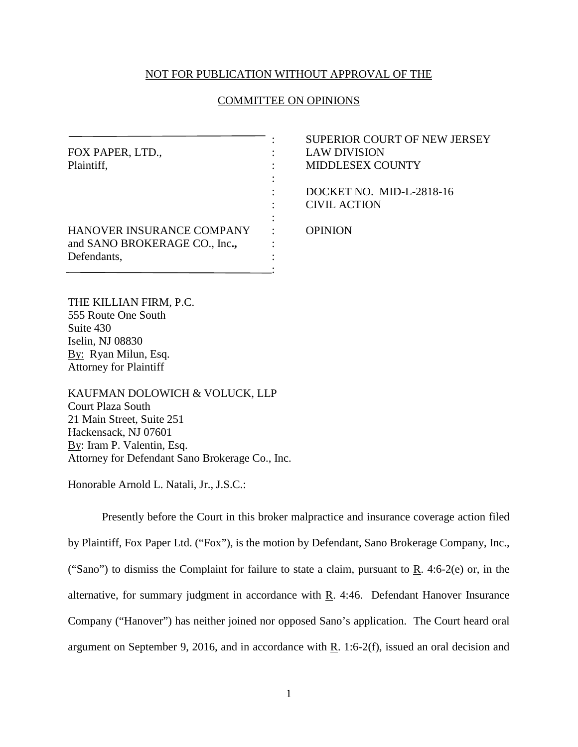NOT FOR PUBLICATION WITHOUT APPROVAL OF THE

COMMITTEE ON OPINIONS

| | | |
|---|---|---|
| FOX PAPER, LTD.,<br>Plaintiff,<br><br>HANOVER INSURANCE COMPANY<br>and SANO BROKERAGE CO., Inc.**,**<br>Defendants, | : | SUPERIOR COURT OF NEW JERSEY<br>LAW DIVISION<br>MIDDLESEX COUNTY<br><br>DOCKET NO. MID-L-2818-16<br>CIVIL ACTION<br><br>OPINION |

THE KILLIAN FIRM, P.C.
555 Route One South
Suite 430
Iselin, NJ 08830
By: Ryan Milun, Esq.
Attorney for Plaintiff

KAUFMAN DOLOWICH & VOLUCK, LLP
Court Plaza South
21 Main Street, Suite 251
Hackensack, NJ 07601
By: Iram P. Valentin, Esq.
Attorney for Defendant Sano Brokerage Co., Inc.

Honorable Arnold L. Natali, Jr., J.S.C.:

Presently before the Court in this broker malpractice and insurance coverage action filed by Plaintiff, Fox Paper Ltd. ("Fox"), is the motion by Defendant, Sano Brokerage Company, Inc., ("Sano") to dismiss the Complaint for failure to state a claim, pursuant to R. 4:6-2(e) or, in the alternative, for summary judgment in accordance with R. 4:46. Defendant Hanover Insurance Company ("Hanover") has neither joined nor opposed Sano's application. The Court heard oral argument on September 9, 2016, and in accordance with R. 1:6-2(f), issued an oral decision and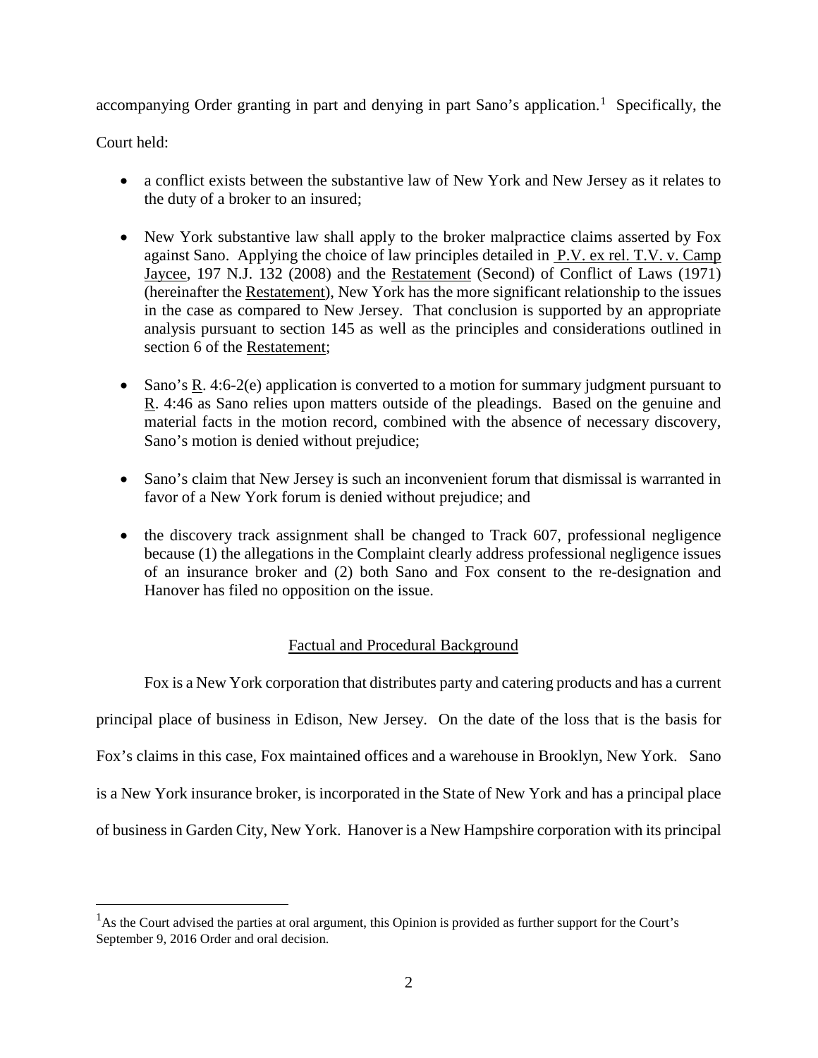accompanying Order granting in part and denying in part Sano's application.[1] Specifically, the Court held:

- a conflict exists between the substantive law of New York and New Jersey as it relates to the duty of a broker to an insured;
- New York substantive law shall apply to the broker malpractice claims asserted by Fox against Sano. Applying the choice of law principles detailed in P.V. ex rel. T.V. v. Camp Jaycee, 197 N.J. 132 (2008) and the Restatement (Second) of Conflict of Laws (1971) (hereinafter the Restatement), New York has the more significant relationship to the issues in the case as compared to New Jersey. That conclusion is supported by an appropriate analysis pursuant to section 145 as well as the principles and considerations outlined in section 6 of the Restatement;
- Sano's R. 4:6-2(e) application is converted to a motion for summary judgment pursuant to R. 4:46 as Sano relies upon matters outside of the pleadings. Based on the genuine and material facts in the motion record, combined with the absence of necessary discovery, Sano's motion is denied without prejudice;
- Sano's claim that New Jersey is such an inconvenient forum that dismissal is warranted in favor of a New York forum is denied without prejudice; and
- the discovery track assignment shall be changed to Track 607, professional negligence because (1) the allegations in the Complaint clearly address professional negligence issues of an insurance broker and (2) both Sano and Fox consent to the re-designation and Hanover has filed no opposition on the issue.

## Factual and Procedural Background

Fox is a New York corporation that distributes party and catering products and has a current principal place of business in Edison, New Jersey. On the date of the loss that is the basis for Fox's claims in this case, Fox maintained offices and a warehouse in Brooklyn, New York. Sano is a New York insurance broker, is incorporated in the State of New York and has a principal place of business in Garden City, New York. Hanover is a New Hampshire corporation with its principal

[1] As the Court advised the parties at oral argument, this Opinion is provided as further support for the Court's September 9, 2016 Order and oral decision.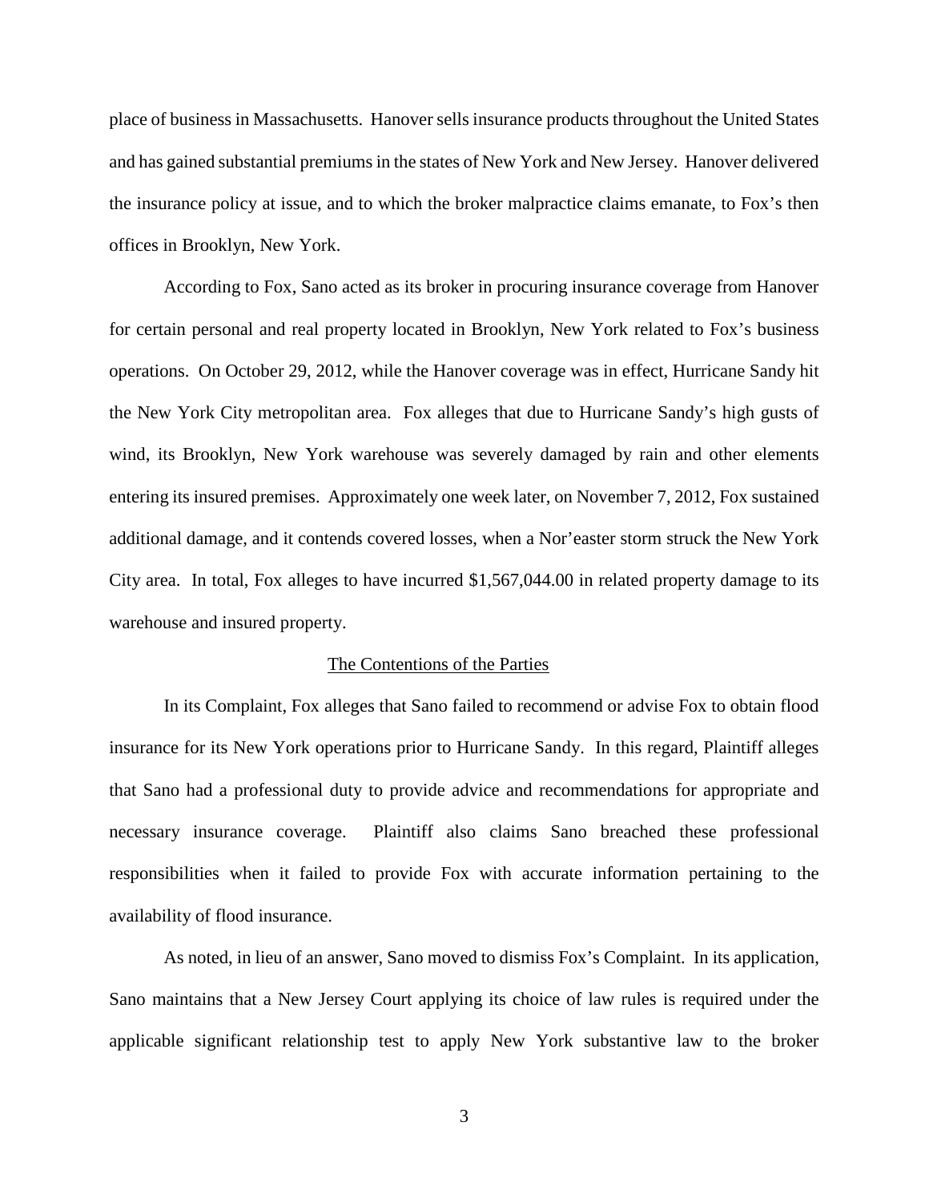place of business in Massachusetts. Hanover sells insurance products throughout the United States and has gained substantial premiums in the states of New York and New Jersey. Hanover delivered the insurance policy at issue, and to which the broker malpractice claims emanate, to Fox's then offices in Brooklyn, New York.

According to Fox, Sano acted as its broker in procuring insurance coverage from Hanover for certain personal and real property located in Brooklyn, New York related to Fox's business operations. On October 29, 2012, while the Hanover coverage was in effect, Hurricane Sandy hit the New York City metropolitan area. Fox alleges that due to Hurricane Sandy's high gusts of wind, its Brooklyn, New York warehouse was severely damaged by rain and other elements entering its insured premises. Approximately one week later, on November 7, 2012, Fox sustained additional damage, and it contends covered losses, when a Nor'easter storm struck the New York City area. In total, Fox alleges to have incurred $1,567,044.00 in related property damage to its warehouse and insured property.

## The Contentions of the Parties

In its Complaint, Fox alleges that Sano failed to recommend or advise Fox to obtain flood insurance for its New York operations prior to Hurricane Sandy. In this regard, Plaintiff alleges that Sano had a professional duty to provide advice and recommendations for appropriate and necessary insurance coverage. Plaintiff also claims Sano breached these professional responsibilities when it failed to provide Fox with accurate information pertaining to the availability of flood insurance.

As noted, in lieu of an answer, Sano moved to dismiss Fox's Complaint. In its application, Sano maintains that a New Jersey Court applying its choice of law rules is required under the applicable significant relationship test to apply New York substantive law to the broker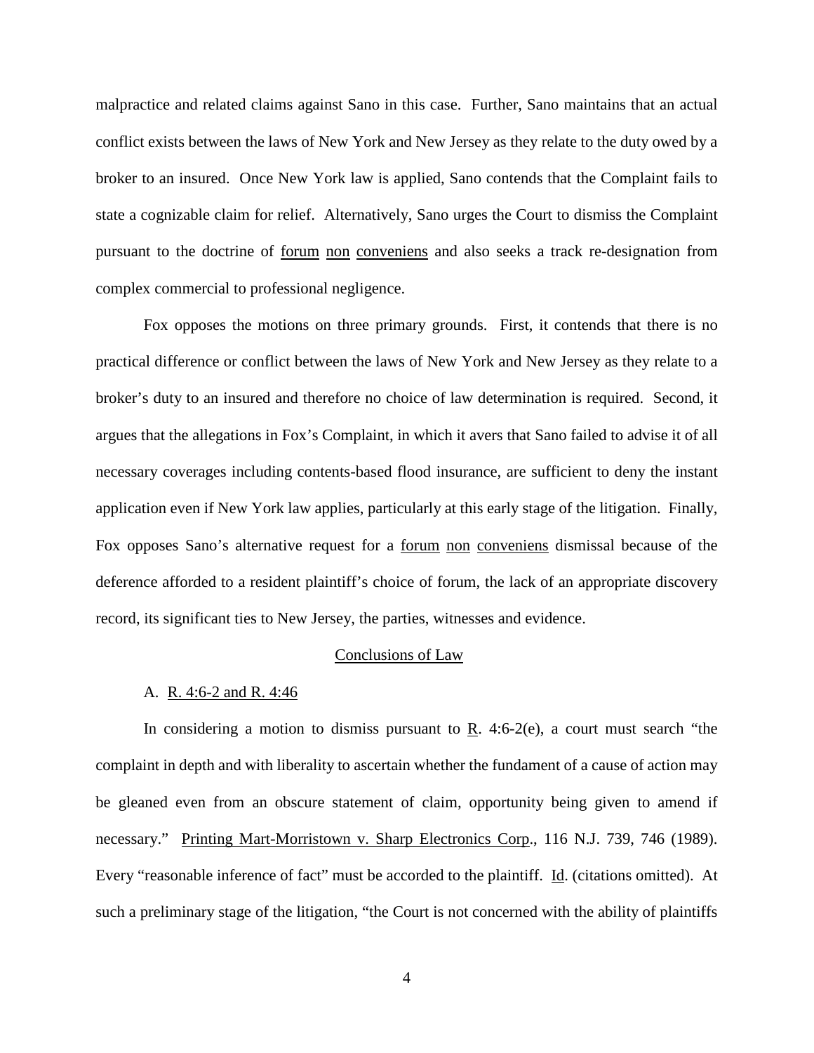malpractice and related claims against Sano in this case. Further, Sano maintains that an actual conflict exists between the laws of New York and New Jersey as they relate to the duty owed by a broker to an insured. Once New York law is applied, Sano contends that the Complaint fails to state a cognizable claim for relief. Alternatively, Sano urges the Court to dismiss the Complaint pursuant to the doctrine of forum non conveniens and also seeks a track re-designation from complex commercial to professional negligence.

Fox opposes the motions on three primary grounds. First, it contends that there is no practical difference or conflict between the laws of New York and New Jersey as they relate to a broker's duty to an insured and therefore no choice of law determination is required. Second, it argues that the allegations in Fox's Complaint, in which it avers that Sano failed to advise it of all necessary coverages including contents-based flood insurance, are sufficient to deny the instant application even if New York law applies, particularly at this early stage of the litigation. Finally, Fox opposes Sano's alternative request for a forum non conveniens dismissal because of the deference afforded to a resident plaintiff's choice of forum, the lack of an appropriate discovery record, its significant ties to New Jersey, the parties, witnesses and evidence.

## Conclusions of Law

### A. R. 4:6-2 and R. 4:46

In considering a motion to dismiss pursuant to R. 4:6-2(e), a court must search "the complaint in depth and with liberality to ascertain whether the fundament of a cause of action may be gleaned even from an obscure statement of claim, opportunity being given to amend if necessary." Printing Mart-Morristown v. Sharp Electronics Corp., 116 N.J. 739, 746 (1989). Every "reasonable inference of fact" must be accorded to the plaintiff. Id. (citations omitted). At such a preliminary stage of the litigation, "the Court is not concerned with the ability of plaintiffs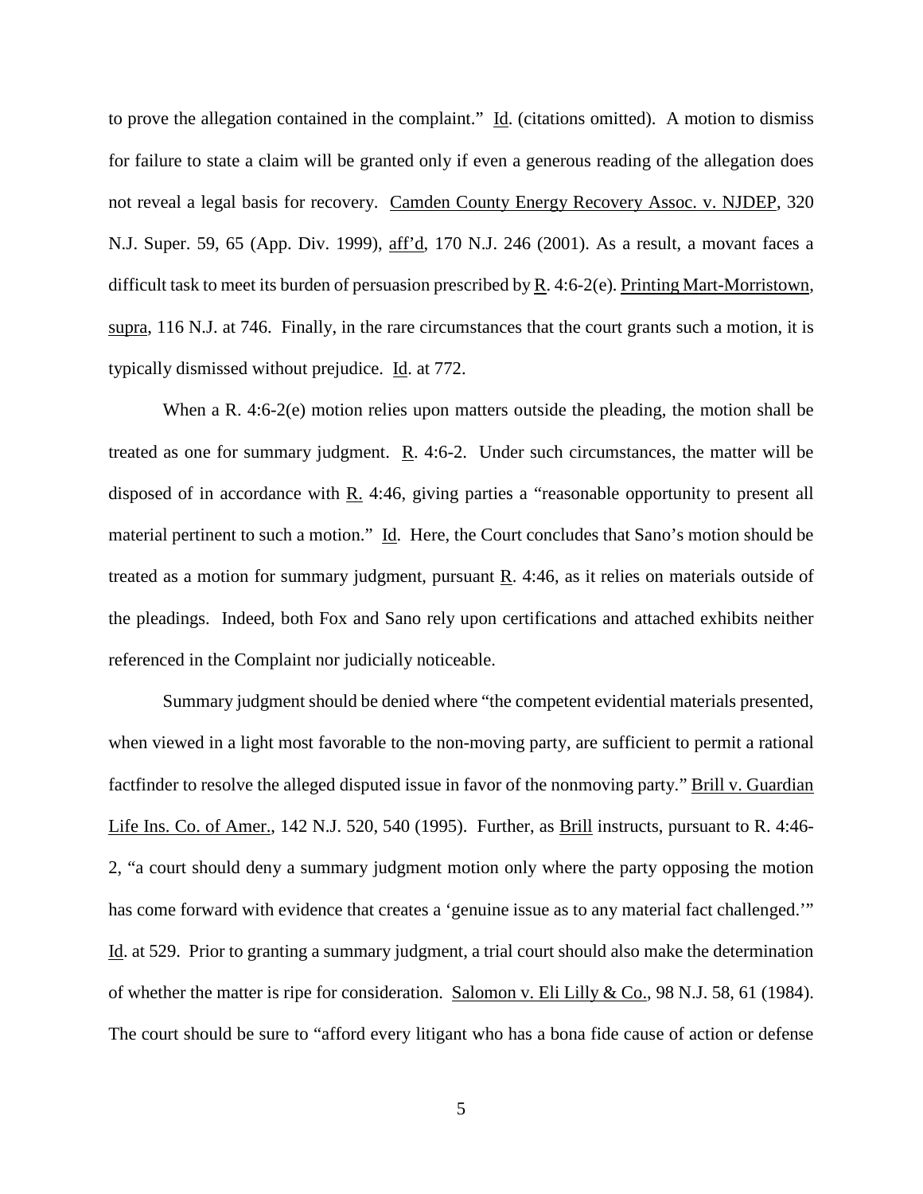to prove the allegation contained in the complaint." Id. (citations omitted). A motion to dismiss for failure to state a claim will be granted only if even a generous reading of the allegation does not reveal a legal basis for recovery. Camden County Energy Recovery Assoc. v. NJDEP, 320 N.J. Super. 59, 65 (App. Div. 1999), aff'd, 170 N.J. 246 (2001). As a result, a movant faces a difficult task to meet its burden of persuasion prescribed by R. 4:6-2(e). Printing Mart-Morristown, supra, 116 N.J. at 746. Finally, in the rare circumstances that the court grants such a motion, it is typically dismissed without prejudice. Id. at 772.

When a R. 4:6-2(e) motion relies upon matters outside the pleading, the motion shall be treated as one for summary judgment. R. 4:6-2. Under such circumstances, the matter will be disposed of in accordance with R. 4:46, giving parties a "reasonable opportunity to present all material pertinent to such a motion." Id. Here, the Court concludes that Sano's motion should be treated as a motion for summary judgment, pursuant R. 4:46, as it relies on materials outside of the pleadings. Indeed, both Fox and Sano rely upon certifications and attached exhibits neither referenced in the Complaint nor judicially noticeable.

Summary judgment should be denied where "the competent evidential materials presented, when viewed in a light most favorable to the non-moving party, are sufficient to permit a rational factfinder to resolve the alleged disputed issue in favor of the nonmoving party." Brill v. Guardian Life Ins. Co. of Amer., 142 N.J. 520, 540 (1995). Further, as Brill instructs, pursuant to R. 4:46-2, "a court should deny a summary judgment motion only where the party opposing the motion has come forward with evidence that creates a 'genuine issue as to any material fact challenged.'" Id. at 529. Prior to granting a summary judgment, a trial court should also make the determination of whether the matter is ripe for consideration. Salomon v. Eli Lilly & Co., 98 N.J. 58, 61 (1984). The court should be sure to "afford every litigant who has a bona fide cause of action or defense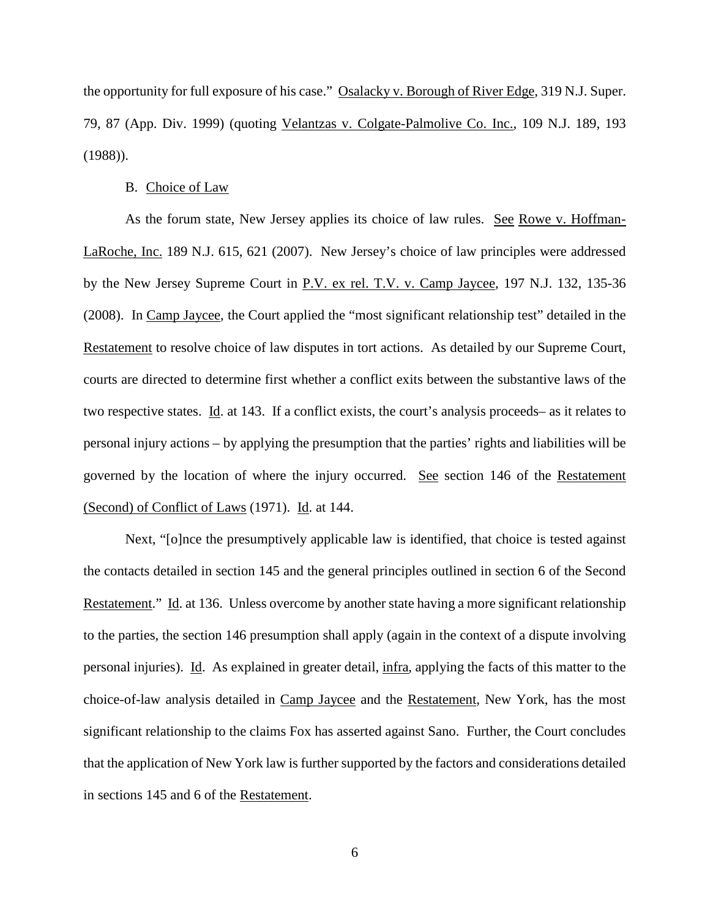the opportunity for full exposure of his case." Osalacky v. Borough of River Edge, 319 N.J. Super. 79, 87 (App. Div. 1999) (quoting Velantzas v. Colgate-Palmolive Co. Inc., 109 N.J. 189, 193 (1988)).

B. Choice of Law

As the forum state, New Jersey applies its choice of law rules. See Rowe v. Hoffman-LaRoche, Inc. 189 N.J. 615, 621 (2007). New Jersey's choice of law principles were addressed by the New Jersey Supreme Court in P.V. ex rel. T.V. v. Camp Jaycee, 197 N.J. 132, 135-36 (2008). In Camp Jaycee, the Court applied the "most significant relationship test" detailed in the Restatement to resolve choice of law disputes in tort actions. As detailed by our Supreme Court, courts are directed to determine first whether a conflict exits between the substantive laws of the two respective states. Id. at 143. If a conflict exists, the court's analysis proceeds– as it relates to personal injury actions – by applying the presumption that the parties' rights and liabilities will be governed by the location of where the injury occurred. See section 146 of the Restatement (Second) of Conflict of Laws (1971). Id. at 144.

Next, "[o]nce the presumptively applicable law is identified, that choice is tested against the contacts detailed in section 145 and the general principles outlined in section 6 of the Second Restatement." Id. at 136. Unless overcome by another state having a more significant relationship to the parties, the section 146 presumption shall apply (again in the context of a dispute involving personal injuries). Id. As explained in greater detail, infra, applying the facts of this matter to the choice-of-law analysis detailed in Camp Jaycee and the Restatement, New York, has the most significant relationship to the claims Fox has asserted against Sano. Further, the Court concludes that the application of New York law is further supported by the factors and considerations detailed in sections 145 and 6 of the Restatement.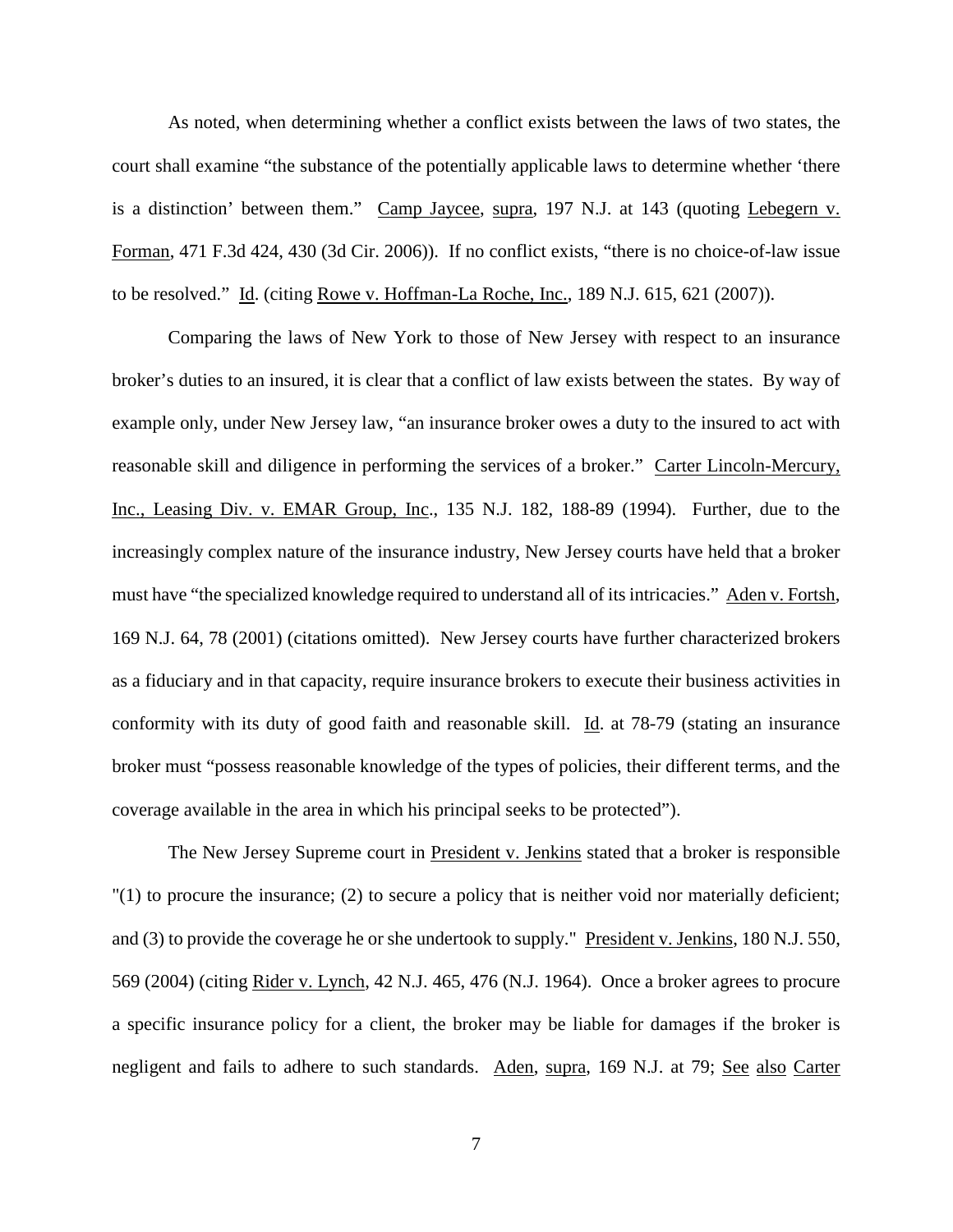As noted, when determining whether a conflict exists between the laws of two states, the court shall examine "the substance of the potentially applicable laws to determine whether 'there is a distinction' between them." Camp Jaycee, supra, 197 N.J. at 143 (quoting Lebegern v. Forman, 471 F.3d 424, 430 (3d Cir. 2006)). If no conflict exists, "there is no choice-of-law issue to be resolved." Id. (citing Rowe v. Hoffman-La Roche, Inc., 189 N.J. 615, 621 (2007)).

Comparing the laws of New York to those of New Jersey with respect to an insurance broker's duties to an insured, it is clear that a conflict of law exists between the states. By way of example only, under New Jersey law, "an insurance broker owes a duty to the insured to act with reasonable skill and diligence in performing the services of a broker." Carter Lincoln-Mercury, Inc., Leasing Div. v. EMAR Group, Inc., 135 N.J. 182, 188-89 (1994). Further, due to the increasingly complex nature of the insurance industry, New Jersey courts have held that a broker must have "the specialized knowledge required to understand all of its intricacies." Aden v. Fortsh, 169 N.J. 64, 78 (2001) (citations omitted). New Jersey courts have further characterized brokers as a fiduciary and in that capacity, require insurance brokers to execute their business activities in conformity with its duty of good faith and reasonable skill. Id. at 78-79 (stating an insurance broker must "possess reasonable knowledge of the types of policies, their different terms, and the coverage available in the area in which his principal seeks to be protected").

The New Jersey Supreme court in President v. Jenkins stated that a broker is responsible "(1) to procure the insurance; (2) to secure a policy that is neither void nor materially deficient; and (3) to provide the coverage he or she undertook to supply." President v. Jenkins, 180 N.J. 550, 569 (2004) (citing Rider v. Lynch, 42 N.J. 465, 476 (N.J. 1964). Once a broker agrees to procure a specific insurance policy for a client, the broker may be liable for damages if the broker is negligent and fails to adhere to such standards. Aden, supra, 169 N.J. at 79; See also Carter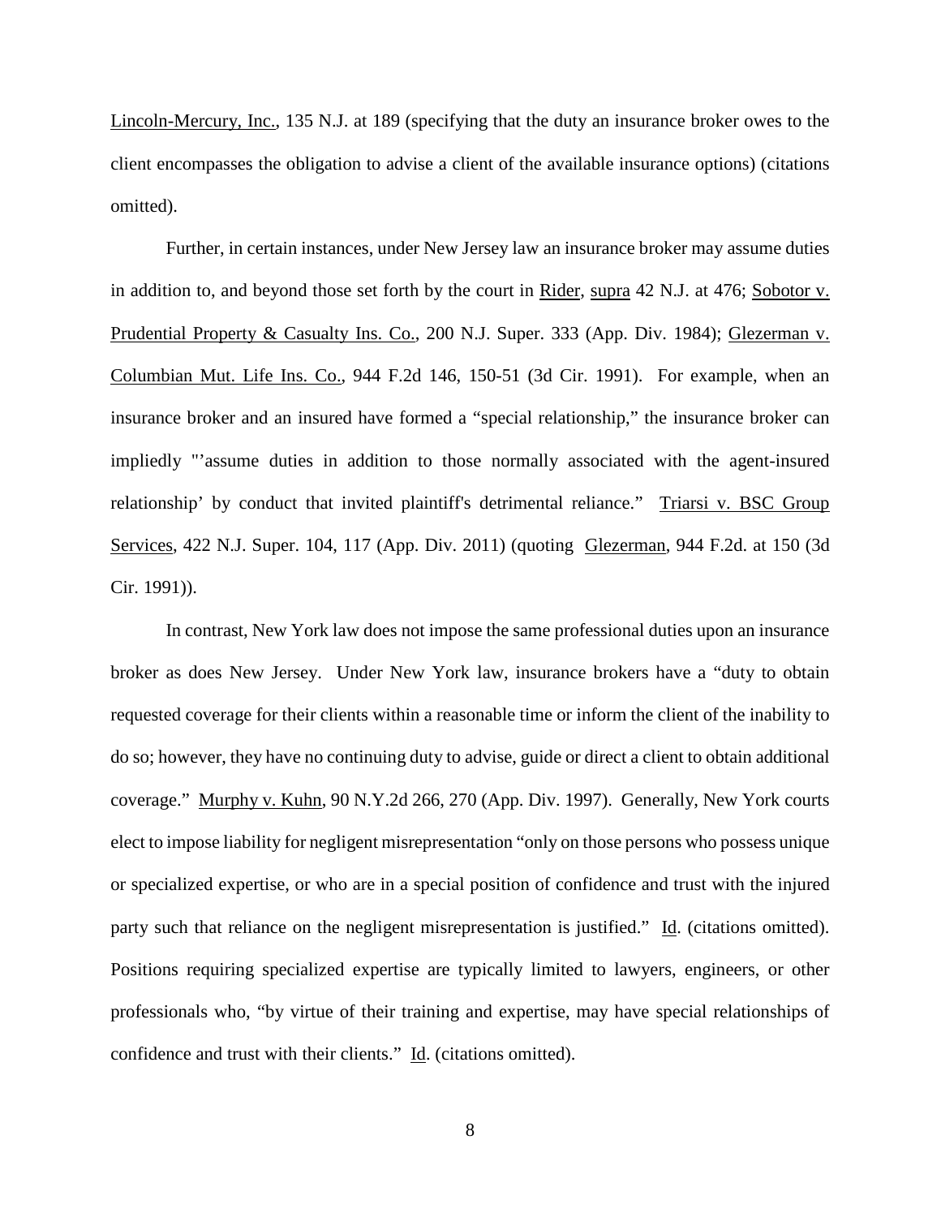Lincoln-Mercury, Inc., 135 N.J. at 189 (specifying that the duty an insurance broker owes to the client encompasses the obligation to advise a client of the available insurance options) (citations omitted).

Further, in certain instances, under New Jersey law an insurance broker may assume duties in addition to, and beyond those set forth by the court in Rider, supra 42 N.J. at 476; Sobotor v. Prudential Property & Casualty Ins. Co., 200 N.J. Super. 333 (App. Div. 1984); Glezerman v. Columbian Mut. Life Ins. Co., 944 F.2d 146, 150-51 (3d Cir. 1991). For example, when an insurance broker and an insured have formed a "special relationship," the insurance broker can impliedly "'assume duties in addition to those normally associated with the agent-insured relationship' by conduct that invited plaintiff's detrimental reliance." Triarsi v. BSC Group Services, 422 N.J. Super. 104, 117 (App. Div. 2011) (quoting Glezerman, 944 F.2d. at 150 (3d Cir. 1991)).

In contrast, New York law does not impose the same professional duties upon an insurance broker as does New Jersey. Under New York law, insurance brokers have a "duty to obtain requested coverage for their clients within a reasonable time or inform the client of the inability to do so; however, they have no continuing duty to advise, guide or direct a client to obtain additional coverage." Murphy v. Kuhn, 90 N.Y.2d 266, 270 (App. Div. 1997). Generally, New York courts elect to impose liability for negligent misrepresentation "only on those persons who possess unique or specialized expertise, or who are in a special position of confidence and trust with the injured party such that reliance on the negligent misrepresentation is justified." Id. (citations omitted). Positions requiring specialized expertise are typically limited to lawyers, engineers, or other professionals who, "by virtue of their training and expertise, may have special relationships of confidence and trust with their clients." Id. (citations omitted).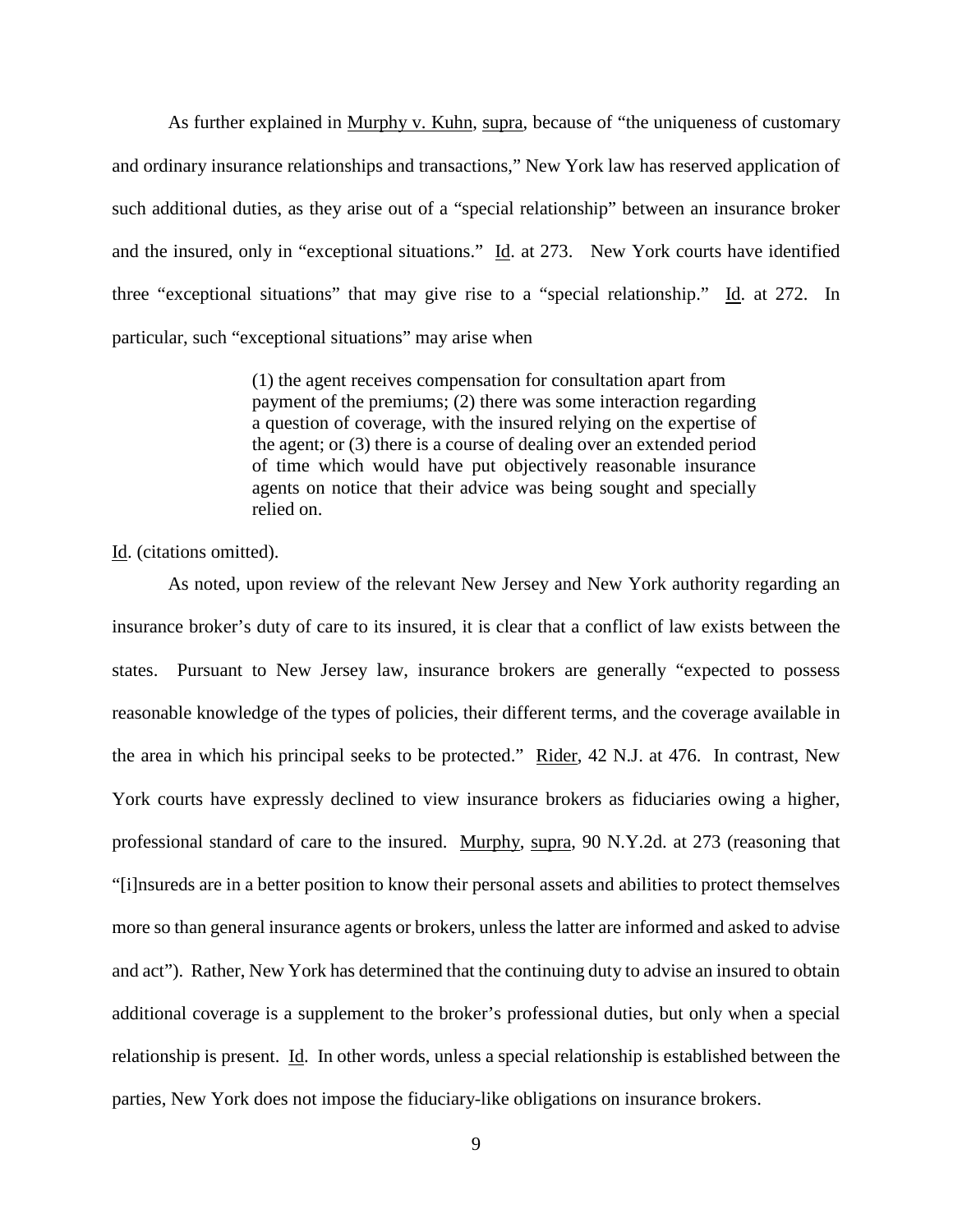As further explained in Murphy v. Kuhn, supra, because of "the uniqueness of customary and ordinary insurance relationships and transactions," New York law has reserved application of such additional duties, as they arise out of a "special relationship" between an insurance broker and the insured, only in "exceptional situations." Id. at 273. New York courts have identified three "exceptional situations" that may give rise to a "special relationship." Id. at 272. In particular, such "exceptional situations" may arise when

> (1) the agent receives compensation for consultation apart from payment of the premiums; (2) there was some interaction regarding a question of coverage, with the insured relying on the expertise of the agent; or (3) there is a course of dealing over an extended period of time which would have put objectively reasonable insurance agents on notice that their advice was being sought and specially relied on.

Id. (citations omitted).

As noted, upon review of the relevant New Jersey and New York authority regarding an insurance broker's duty of care to its insured, it is clear that a conflict of law exists between the states. Pursuant to New Jersey law, insurance brokers are generally "expected to possess reasonable knowledge of the types of policies, their different terms, and the coverage available in the area in which his principal seeks to be protected." Rider, 42 N.J. at 476. In contrast, New York courts have expressly declined to view insurance brokers as fiduciaries owing a higher, professional standard of care to the insured. Murphy, supra, 90 N.Y.2d. at 273 (reasoning that "[i]nsureds are in a better position to know their personal assets and abilities to protect themselves more so than general insurance agents or brokers, unless the latter are informed and asked to advise and act"). Rather, New York has determined that the continuing duty to advise an insured to obtain additional coverage is a supplement to the broker's professional duties, but only when a special relationship is present. Id. In other words, unless a special relationship is established between the parties, New York does not impose the fiduciary-like obligations on insurance brokers.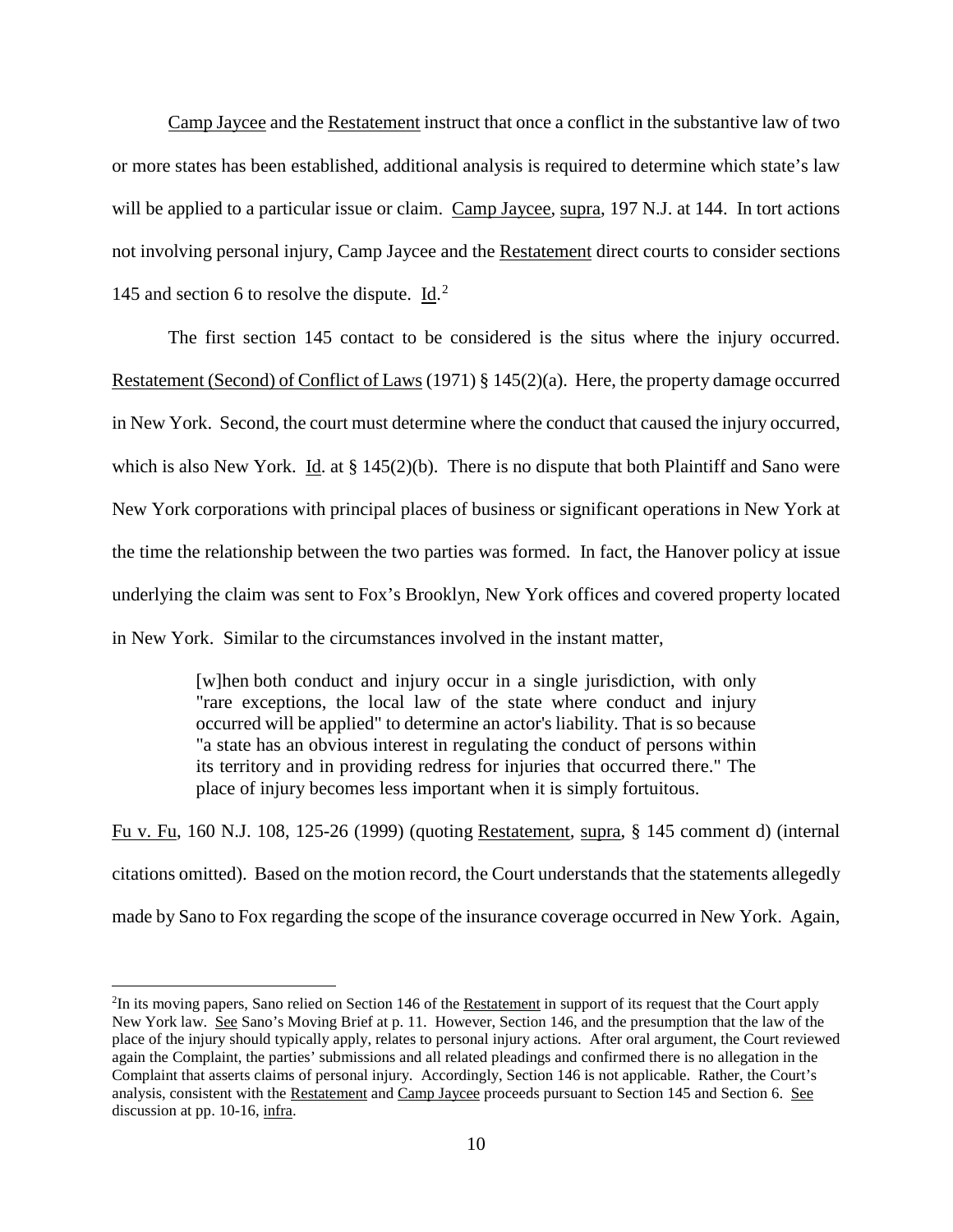Camp Jaycee and the Restatement instruct that once a conflict in the substantive law of two or more states has been established, additional analysis is required to determine which state's law will be applied to a particular issue or claim. Camp Jaycee, supra, 197 N.J. at 144. In tort actions not involving personal injury, Camp Jaycee and the Restatement direct courts to consider sections 145 and section 6 to resolve the dispute. Id.[2]

The first section 145 contact to be considered is the situs where the injury occurred. Restatement (Second) of Conflict of Laws (1971) § 145(2)(a). Here, the property damage occurred in New York. Second, the court must determine where the conduct that caused the injury occurred, which is also New York. Id. at § 145(2)(b). There is no dispute that both Plaintiff and Sano were New York corporations with principal places of business or significant operations in New York at the time the relationship between the two parties was formed. In fact, the Hanover policy at issue underlying the claim was sent to Fox's Brooklyn, New York offices and covered property located in New York. Similar to the circumstances involved in the instant matter,

> [w]hen both conduct and injury occur in a single jurisdiction, with only "rare exceptions, the local law of the state where conduct and injury occurred will be applied" to determine an actor's liability. That is so because "a state has an obvious interest in regulating the conduct of persons within its territory and in providing redress for injuries that occurred there." The place of injury becomes less important when it is simply fortuitous.

Fu v. Fu, 160 N.J. 108, 125-26 (1999) (quoting Restatement, supra, § 145 comment d) (internal citations omitted). Based on the motion record, the Court understands that the statements allegedly made by Sano to Fox regarding the scope of the insurance coverage occurred in New York. Again,

---

[2]In its moving papers, Sano relied on Section 146 of the Restatement in support of its request that the Court apply New York law. See Sano's Moving Brief at p. 11. However, Section 146, and the presumption that the law of the place of the injury should typically apply, relates to personal injury actions. After oral argument, the Court reviewed again the Complaint, the parties' submissions and all related pleadings and confirmed there is no allegation in the Complaint that asserts claims of personal injury. Accordingly, Section 146 is not applicable. Rather, the Court's analysis, consistent with the Restatement and Camp Jaycee proceeds pursuant to Section 145 and Section 6. See discussion at pp. 10-16, infra.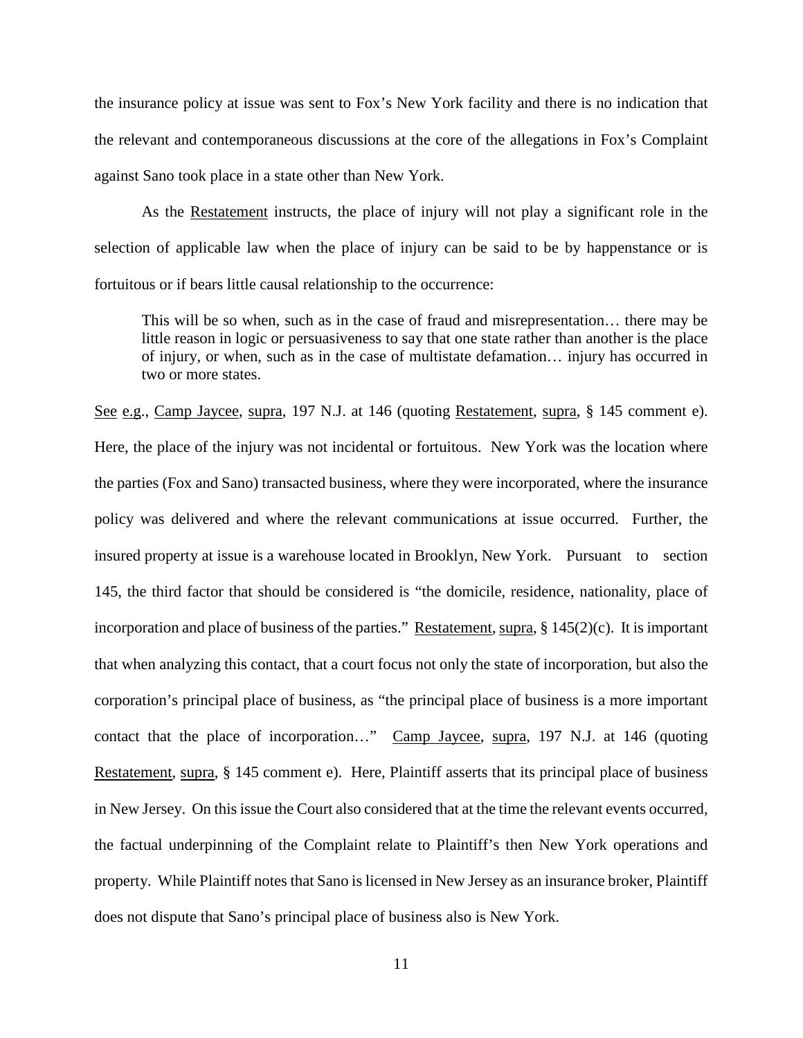the insurance policy at issue was sent to Fox's New York facility and there is no indication that the relevant and contemporaneous discussions at the core of the allegations in Fox's Complaint against Sano took place in a state other than New York.

As the Restatement instructs, the place of injury will not play a significant role in the selection of applicable law when the place of injury can be said to be by happenstance or is fortuitous or if bears little causal relationship to the occurrence:

> This will be so when, such as in the case of fraud and misrepresentation… there may be little reason in logic or persuasiveness to say that one state rather than another is the place of injury, or when, such as in the case of multistate defamation… injury has occurred in two or more states.

See e.g., Camp Jaycee, supra, 197 N.J. at 146 (quoting Restatement, supra, § 145 comment e). Here, the place of the injury was not incidental or fortuitous. New York was the location where the parties (Fox and Sano) transacted business, where they were incorporated, where the insurance policy was delivered and where the relevant communications at issue occurred. Further, the insured property at issue is a warehouse located in Brooklyn, New York. Pursuant to section 145, the third factor that should be considered is "the domicile, residence, nationality, place of incorporation and place of business of the parties." Restatement, supra, § 145(2)(c). It is important that when analyzing this contact, that a court focus not only the state of incorporation, but also the corporation's principal place of business, as "the principal place of business is a more important contact that the place of incorporation…" Camp Jaycee, supra, 197 N.J. at 146 (quoting Restatement, supra, § 145 comment e). Here, Plaintiff asserts that its principal place of business in New Jersey. On this issue the Court also considered that at the time the relevant events occurred, the factual underpinning of the Complaint relate to Plaintiff's then New York operations and property. While Plaintiff notes that Sano is licensed in New Jersey as an insurance broker, Plaintiff does not dispute that Sano's principal place of business also is New York.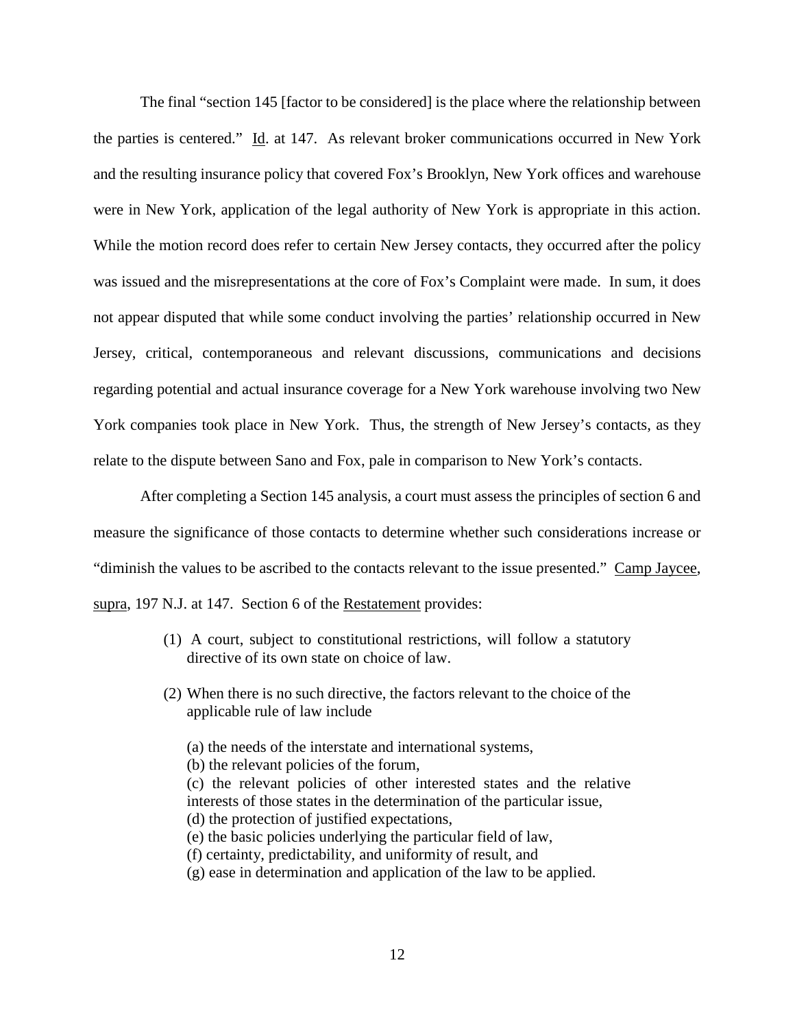The final "section 145 [factor to be considered] is the place where the relationship between the parties is centered." Id. at 147. As relevant broker communications occurred in New York and the resulting insurance policy that covered Fox's Brooklyn, New York offices and warehouse were in New York, application of the legal authority of New York is appropriate in this action. While the motion record does refer to certain New Jersey contacts, they occurred after the policy was issued and the misrepresentations at the core of Fox's Complaint were made. In sum, it does not appear disputed that while some conduct involving the parties' relationship occurred in New Jersey, critical, contemporaneous and relevant discussions, communications and decisions regarding potential and actual insurance coverage for a New York warehouse involving two New York companies took place in New York. Thus, the strength of New Jersey's contacts, as they relate to the dispute between Sano and Fox, pale in comparison to New York's contacts.

After completing a Section 145 analysis, a court must assess the principles of section 6 and measure the significance of those contacts to determine whether such considerations increase or "diminish the values to be ascribed to the contacts relevant to the issue presented." Camp Jaycee, supra, 197 N.J. at 147. Section 6 of the Restatement provides:

> (1) A court, subject to constitutional restrictions, will follow a statutory directive of its own state on choice of law.
>
> (2) When there is no such directive, the factors relevant to the choice of the applicable rule of law include
>
> (a) the needs of the interstate and international systems,
> (b) the relevant policies of the forum,
> (c) the relevant policies of other interested states and the relative interests of those states in the determination of the particular issue,
> (d) the protection of justified expectations,
> (e) the basic policies underlying the particular field of law,
> (f) certainty, predictability, and uniformity of result, and
> (g) ease in determination and application of the law to be applied.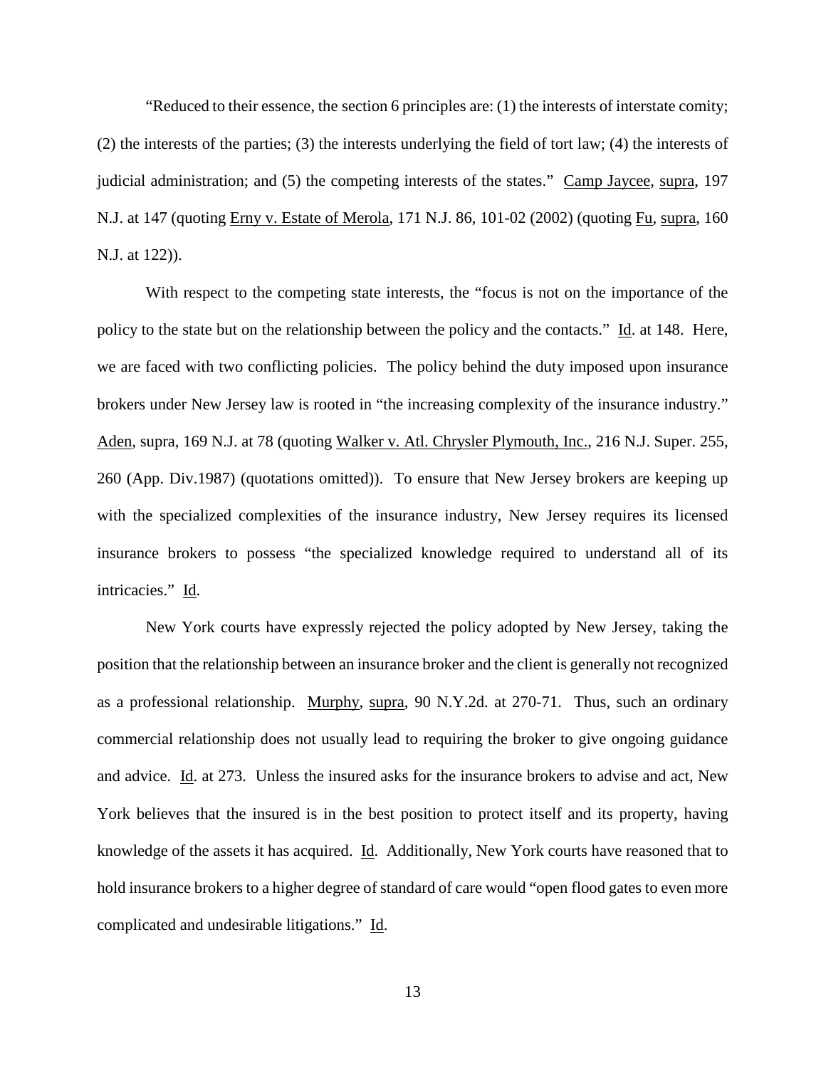"Reduced to their essence, the section 6 principles are: (1) the interests of interstate comity; (2) the interests of the parties; (3) the interests underlying the field of tort law; (4) the interests of judicial administration; and (5) the competing interests of the states." Camp Jaycee, supra, 197 N.J. at 147 (quoting Erny v. Estate of Merola, 171 N.J. 86, 101-02 (2002) (quoting Fu, supra, 160 N.J. at 122)).

With respect to the competing state interests, the "focus is not on the importance of the policy to the state but on the relationship between the policy and the contacts." Id. at 148. Here, we are faced with two conflicting policies. The policy behind the duty imposed upon insurance brokers under New Jersey law is rooted in "the increasing complexity of the insurance industry." Aden, supra, 169 N.J. at 78 (quoting Walker v. Atl. Chrysler Plymouth, Inc., 216 N.J. Super. 255, 260 (App. Div.1987) (quotations omitted)). To ensure that New Jersey brokers are keeping up with the specialized complexities of the insurance industry, New Jersey requires its licensed insurance brokers to possess "the specialized knowledge required to understand all of its intricacies." Id.

New York courts have expressly rejected the policy adopted by New Jersey, taking the position that the relationship between an insurance broker and the client is generally not recognized as a professional relationship. Murphy, supra, 90 N.Y.2d. at 270-71. Thus, such an ordinary commercial relationship does not usually lead to requiring the broker to give ongoing guidance and advice. Id. at 273. Unless the insured asks for the insurance brokers to advise and act, New York believes that the insured is in the best position to protect itself and its property, having knowledge of the assets it has acquired. Id. Additionally, New York courts have reasoned that to hold insurance brokers to a higher degree of standard of care would "open flood gates to even more complicated and undesirable litigations." Id.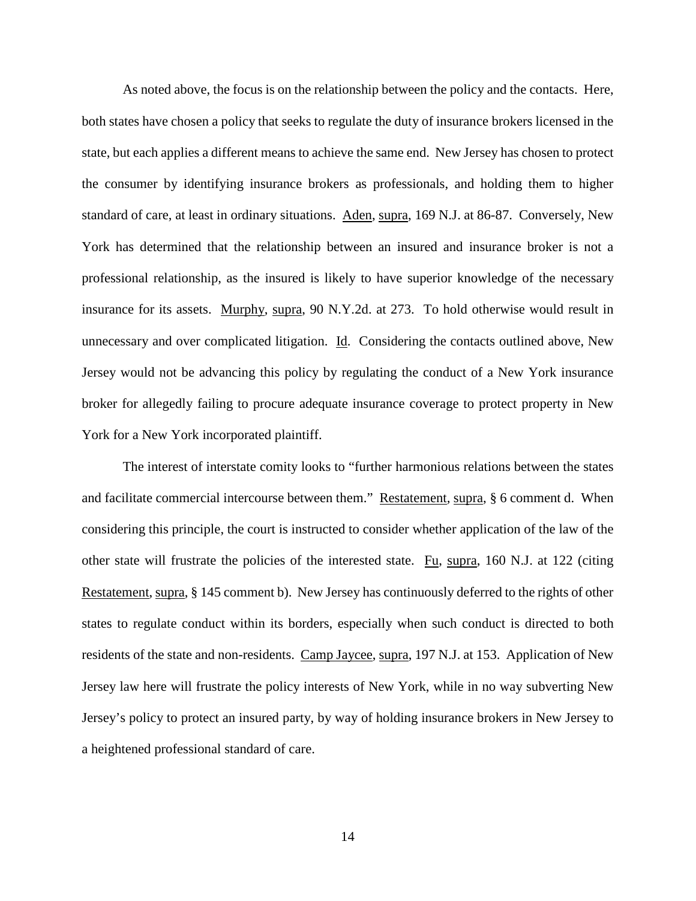As noted above, the focus is on the relationship between the policy and the contacts. Here, both states have chosen a policy that seeks to regulate the duty of insurance brokers licensed in the state, but each applies a different means to achieve the same end. New Jersey has chosen to protect the consumer by identifying insurance brokers as professionals, and holding them to higher standard of care, at least in ordinary situations. Aden, supra, 169 N.J. at 86-87. Conversely, New York has determined that the relationship between an insured and insurance broker is not a professional relationship, as the insured is likely to have superior knowledge of the necessary insurance for its assets. Murphy, supra, 90 N.Y.2d. at 273. To hold otherwise would result in unnecessary and over complicated litigation. Id. Considering the contacts outlined above, New Jersey would not be advancing this policy by regulating the conduct of a New York insurance broker for allegedly failing to procure adequate insurance coverage to protect property in New York for a New York incorporated plaintiff.

The interest of interstate comity looks to "further harmonious relations between the states and facilitate commercial intercourse between them." Restatement, supra, § 6 comment d. When considering this principle, the court is instructed to consider whether application of the law of the other state will frustrate the policies of the interested state. Fu, supra, 160 N.J. at 122 (citing Restatement, supra, § 145 comment b). New Jersey has continuously deferred to the rights of other states to regulate conduct within its borders, especially when such conduct is directed to both residents of the state and non-residents. Camp Jaycee, supra, 197 N.J. at 153. Application of New Jersey law here will frustrate the policy interests of New York, while in no way subverting New Jersey's policy to protect an insured party, by way of holding insurance brokers in New Jersey to a heightened professional standard of care.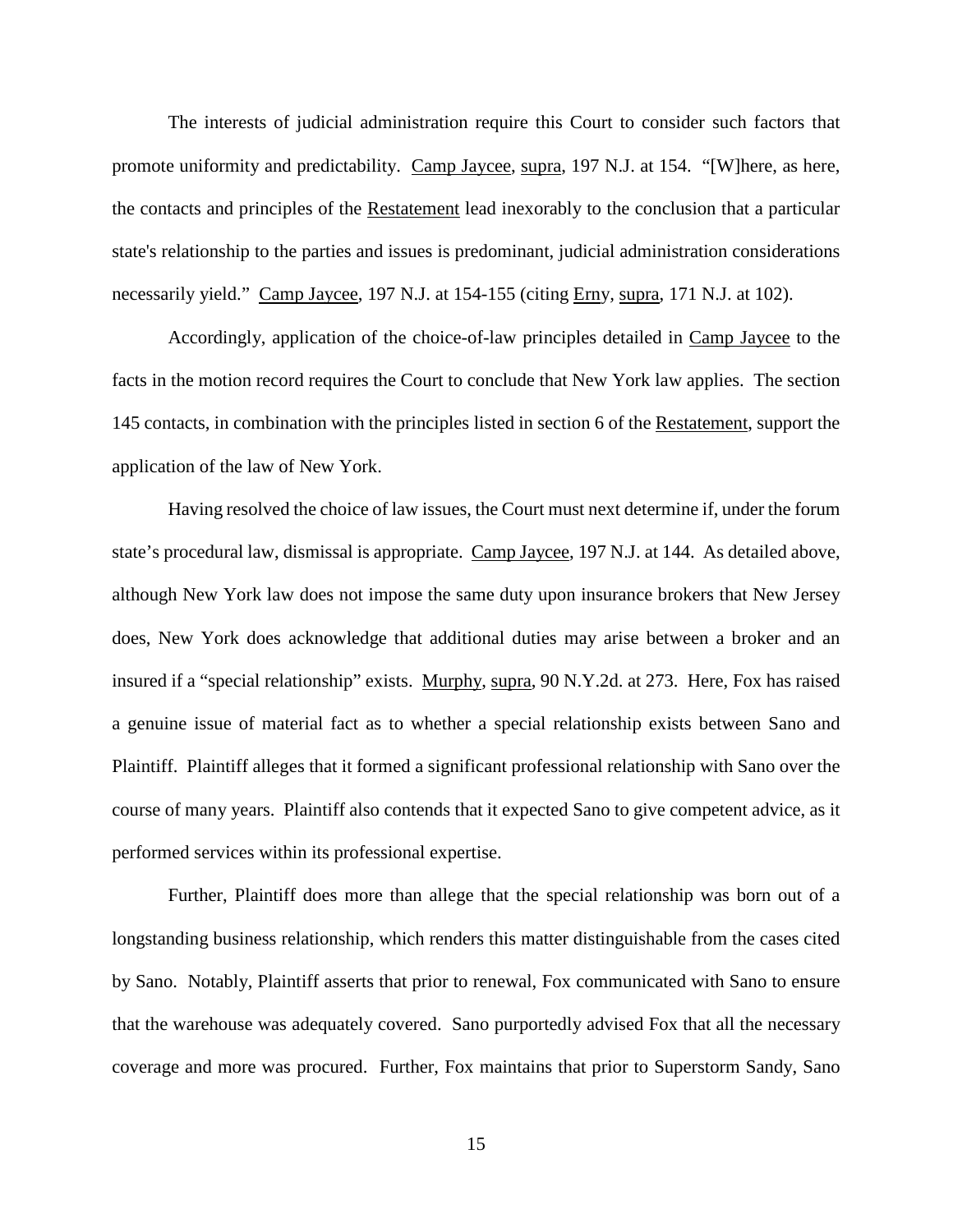The interests of judicial administration require this Court to consider such factors that promote uniformity and predictability. Camp Jaycee, supra, 197 N.J. at 154. "[W]here, as here, the contacts and principles of the Restatement lead inexorably to the conclusion that a particular state's relationship to the parties and issues is predominant, judicial administration considerations necessarily yield." Camp Jaycee, 197 N.J. at 154-155 (citing Erny, supra, 171 N.J. at 102).

Accordingly, application of the choice-of-law principles detailed in Camp Jaycee to the facts in the motion record requires the Court to conclude that New York law applies. The section 145 contacts, in combination with the principles listed in section 6 of the Restatement, support the application of the law of New York.

Having resolved the choice of law issues, the Court must next determine if, under the forum state's procedural law, dismissal is appropriate. Camp Jaycee, 197 N.J. at 144. As detailed above, although New York law does not impose the same duty upon insurance brokers that New Jersey does, New York does acknowledge that additional duties may arise between a broker and an insured if a "special relationship" exists. Murphy, supra, 90 N.Y.2d. at 273. Here, Fox has raised a genuine issue of material fact as to whether a special relationship exists between Sano and Plaintiff. Plaintiff alleges that it formed a significant professional relationship with Sano over the course of many years. Plaintiff also contends that it expected Sano to give competent advice, as it performed services within its professional expertise.

Further, Plaintiff does more than allege that the special relationship was born out of a longstanding business relationship, which renders this matter distinguishable from the cases cited by Sano. Notably, Plaintiff asserts that prior to renewal, Fox communicated with Sano to ensure that the warehouse was adequately covered. Sano purportedly advised Fox that all the necessary coverage and more was procured. Further, Fox maintains that prior to Superstorm Sandy, Sano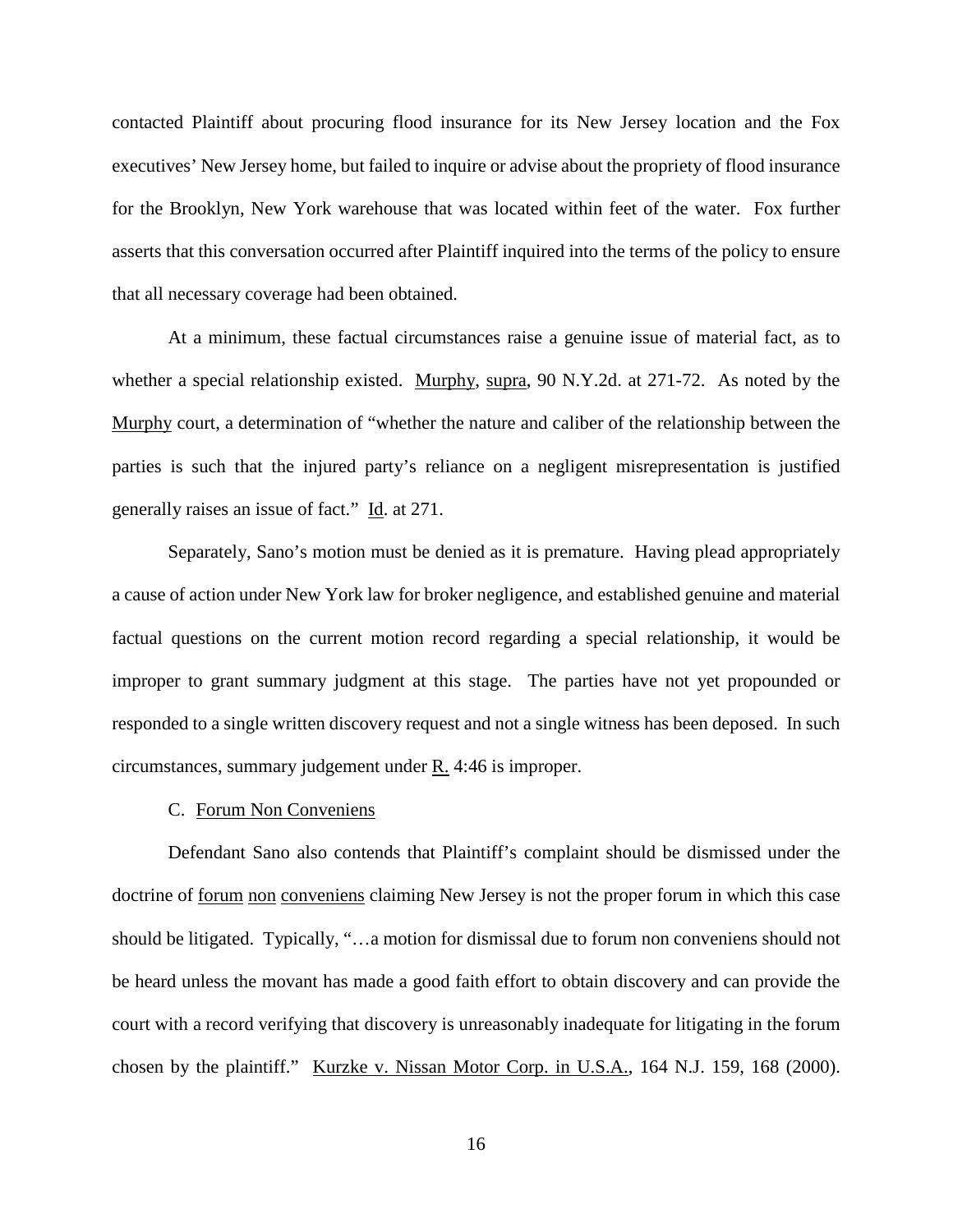contacted Plaintiff about procuring flood insurance for its New Jersey location and the Fox executives' New Jersey home, but failed to inquire or advise about the propriety of flood insurance for the Brooklyn, New York warehouse that was located within feet of the water. Fox further asserts that this conversation occurred after Plaintiff inquired into the terms of the policy to ensure that all necessary coverage had been obtained.

At a minimum, these factual circumstances raise a genuine issue of material fact, as to whether a special relationship existed. Murphy, supra, 90 N.Y.2d. at 271-72. As noted by the Murphy court, a determination of "whether the nature and caliber of the relationship between the parties is such that the injured party's reliance on a negligent misrepresentation is justified generally raises an issue of fact." Id. at 271.

Separately, Sano's motion must be denied as it is premature. Having plead appropriately a cause of action under New York law for broker negligence, and established genuine and material factual questions on the current motion record regarding a special relationship, it would be improper to grant summary judgment at this stage. The parties have not yet propounded or responded to a single written discovery request and not a single witness has been deposed. In such circumstances, summary judgement under R. 4:46 is improper.

C. Forum Non Conveniens

Defendant Sano also contends that Plaintiff's complaint should be dismissed under the doctrine of forum non conveniens claiming New Jersey is not the proper forum in which this case should be litigated. Typically, "…a motion for dismissal due to forum non conveniens should not be heard unless the movant has made a good faith effort to obtain discovery and can provide the court with a record verifying that discovery is unreasonably inadequate for litigating in the forum chosen by the plaintiff." Kurzke v. Nissan Motor Corp. in U.S.A., 164 N.J. 159, 168 (2000).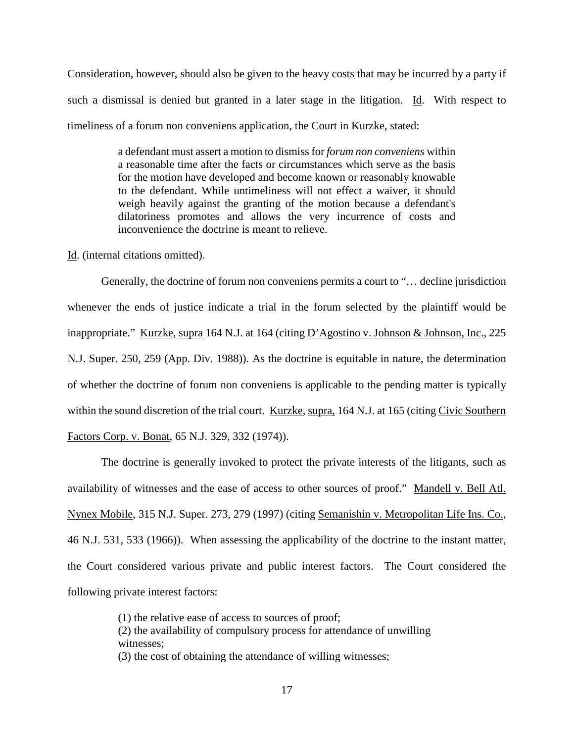Consideration, however, should also be given to the heavy costs that may be incurred by a party if such a dismissal is denied but granted in a later stage in the litigation. Id. With respect to timeliness of a forum non conveniens application, the Court in Kurzke, stated:

> a defendant must assert a motion to dismiss for *forum non conveniens* within a reasonable time after the facts or circumstances which serve as the basis for the motion have developed and become known or reasonably knowable to the defendant. While untimeliness will not effect a waiver, it should weigh heavily against the granting of the motion because a defendant's dilatoriness promotes and allows the very incurrence of costs and inconvenience the doctrine is meant to relieve.

Id. (internal citations omitted).

Generally, the doctrine of forum non conveniens permits a court to "… decline jurisdiction whenever the ends of justice indicate a trial in the forum selected by the plaintiff would be inappropriate." Kurzke, supra 164 N.J. at 164 (citing D'Agostino v. Johnson & Johnson, Inc., 225 N.J. Super. 250, 259 (App. Div. 1988)). As the doctrine is equitable in nature, the determination of whether the doctrine of forum non conveniens is applicable to the pending matter is typically within the sound discretion of the trial court. Kurzke, supra, 164 N.J. at 165 (citing Civic Southern Factors Corp. v. Bonat, 65 N.J. 329, 332 (1974)).

The doctrine is generally invoked to protect the private interests of the litigants, such as availability of witnesses and the ease of access to other sources of proof." Mandell v. Bell Atl. Nynex Mobile, 315 N.J. Super. 273, 279 (1997) (citing Semanishin v. Metropolitan Life Ins. Co., 46 N.J. 531, 533 (1966)). When assessing the applicability of the doctrine to the instant matter, the Court considered various private and public interest factors. The Court considered the following private interest factors:

> (1) the relative ease of access to sources of proof;
> (2) the availability of compulsory process for attendance of unwilling witnesses;
> (3) the cost of obtaining the attendance of willing witnesses;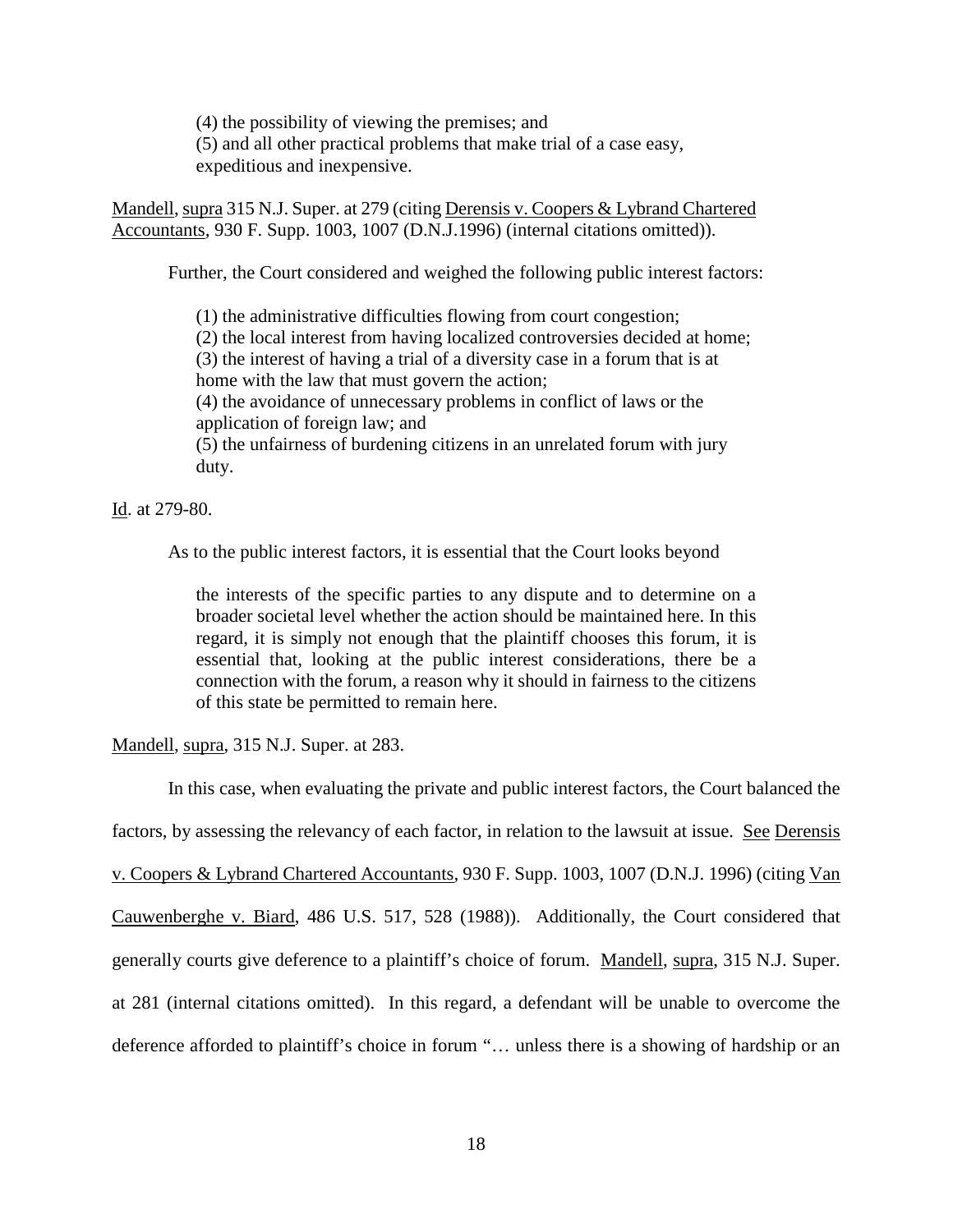> (4) the possibility of viewing the premises; and
> (5) and all other practical problems that make trial of a case easy, expeditious and inexpensive.

Mandell, supra 315 N.J. Super. at 279 (citing Derensis v. Coopers & Lybrand Chartered Accountants, 930 F. Supp. 1003, 1007 (D.N.J.1996) (internal citations omitted)).

Further, the Court considered and weighed the following public interest factors:

> (1) the administrative difficulties flowing from court congestion;
> (2) the local interest from having localized controversies decided at home;
> (3) the interest of having a trial of a diversity case in a forum that is at home with the law that must govern the action;
> (4) the avoidance of unnecessary problems in conflict of laws or the application of foreign law; and
> (5) the unfairness of burdening citizens in an unrelated forum with jury duty.

Id. at 279-80.

As to the public interest factors, it is essential that the Court looks beyond

> the interests of the specific parties to any dispute and to determine on a broader societal level whether the action should be maintained here. In this regard, it is simply not enough that the plaintiff chooses this forum, it is essential that, looking at the public interest considerations, there be a connection with the forum, a reason why it should in fairness to the citizens of this state be permitted to remain here.

Mandell, supra, 315 N.J. Super. at 283.

In this case, when evaluating the private and public interest factors, the Court balanced the factors, by assessing the relevancy of each factor, in relation to the lawsuit at issue. See Derensis v. Coopers & Lybrand Chartered Accountants, 930 F. Supp. 1003, 1007 (D.N.J. 1996) (citing Van Cauwenberghe v. Biard, 486 U.S. 517, 528 (1988)). Additionally, the Court considered that generally courts give deference to a plaintiff's choice of forum. Mandell, supra, 315 N.J. Super. at 281 (internal citations omitted). In this regard, a defendant will be unable to overcome the deference afforded to plaintiff's choice in forum "… unless there is a showing of hardship or an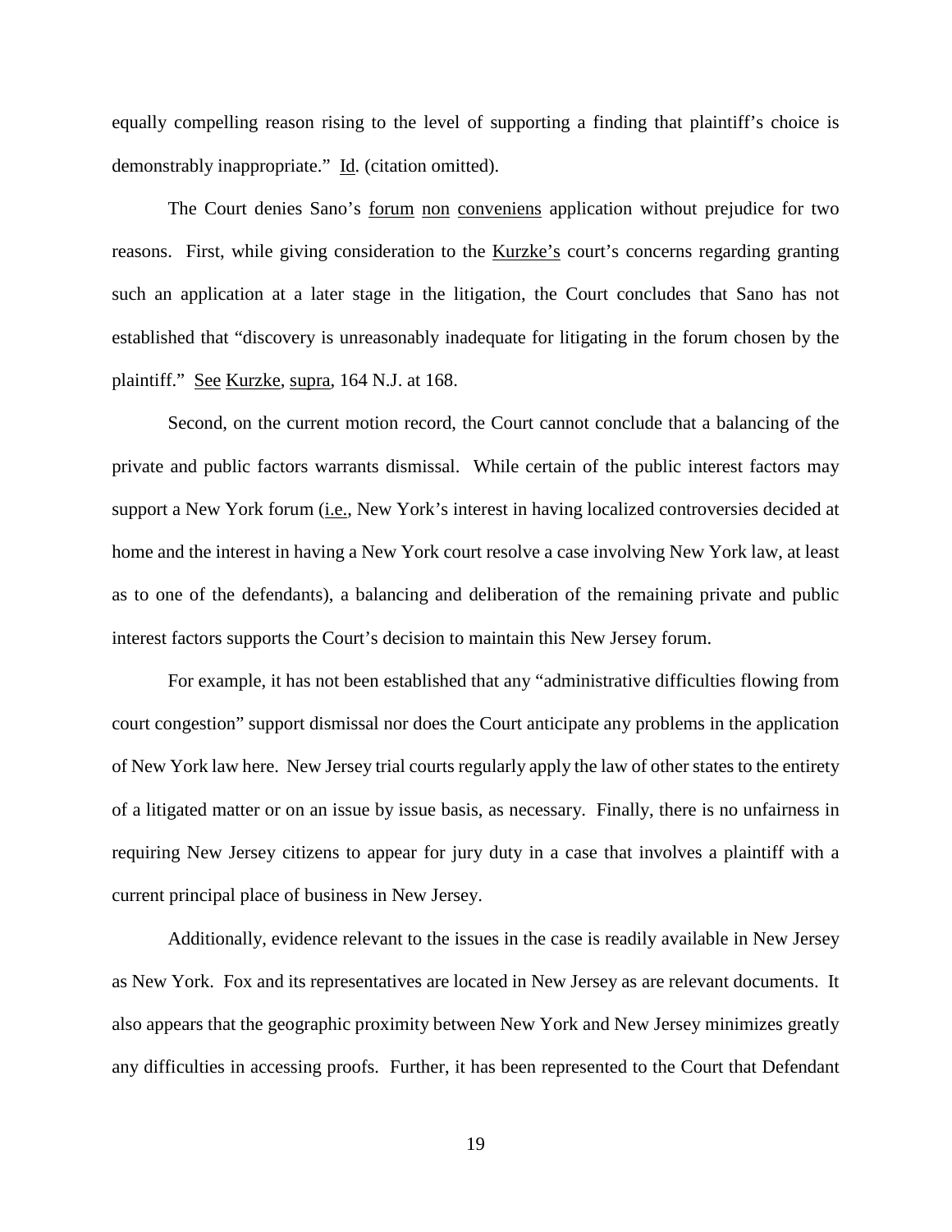equally compelling reason rising to the level of supporting a finding that plaintiff's choice is demonstrably inappropriate." Id. (citation omitted).

The Court denies Sano's forum non conveniens application without prejudice for two reasons. First, while giving consideration to the Kurzke's court's concerns regarding granting such an application at a later stage in the litigation, the Court concludes that Sano has not established that "discovery is unreasonably inadequate for litigating in the forum chosen by the plaintiff." See Kurzke, supra, 164 N.J. at 168.

Second, on the current motion record, the Court cannot conclude that a balancing of the private and public factors warrants dismissal. While certain of the public interest factors may support a New York forum (i.e., New York's interest in having localized controversies decided at home and the interest in having a New York court resolve a case involving New York law, at least as to one of the defendants), a balancing and deliberation of the remaining private and public interest factors supports the Court's decision to maintain this New Jersey forum.

For example, it has not been established that any "administrative difficulties flowing from court congestion" support dismissal nor does the Court anticipate any problems in the application of New York law here. New Jersey trial courts regularly apply the law of other states to the entirety of a litigated matter or on an issue by issue basis, as necessary. Finally, there is no unfairness in requiring New Jersey citizens to appear for jury duty in a case that involves a plaintiff with a current principal place of business in New Jersey.

Additionally, evidence relevant to the issues in the case is readily available in New Jersey as New York. Fox and its representatives are located in New Jersey as are relevant documents. It also appears that the geographic proximity between New York and New Jersey minimizes greatly any difficulties in accessing proofs. Further, it has been represented to the Court that Defendant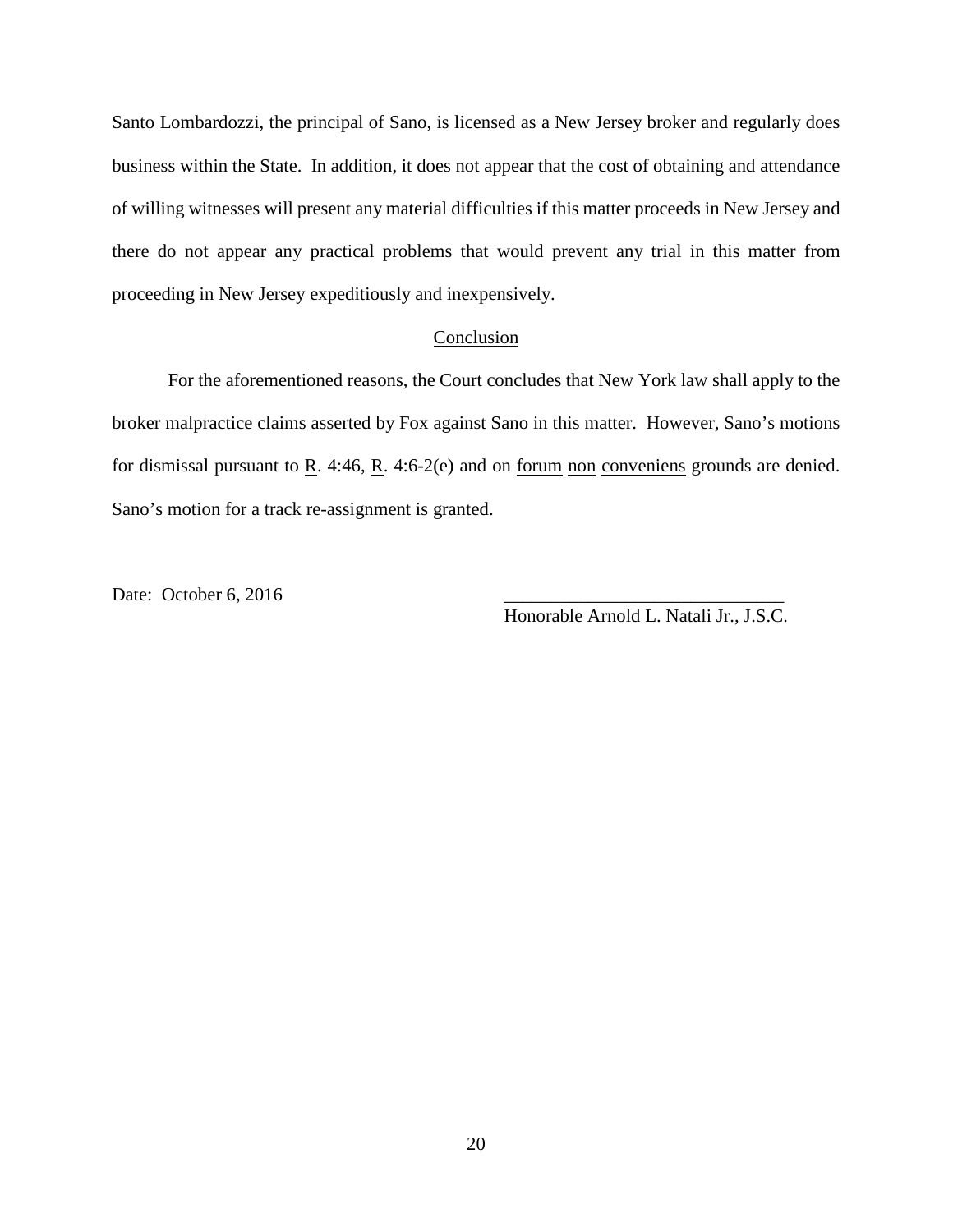Santo Lombardozzi, the principal of Sano, is licensed as a New Jersey broker and regularly does business within the State. In addition, it does not appear that the cost of obtaining and attendance of willing witnesses will present any material difficulties if this matter proceeds in New Jersey and there do not appear any practical problems that would prevent any trial in this matter from proceeding in New Jersey expeditiously and inexpensively.

## Conclusion

For the aforementioned reasons, the Court concludes that New York law shall apply to the broker malpractice claims asserted by Fox against Sano in this matter. However, Sano's motions for dismissal pursuant to R. 4:46, R. 4:6-2(e) and on forum non conveniens grounds are denied. Sano's motion for a track re-assignment is granted.

Date: October 6, 2016

\_\_\_\_\_\_\_\_\_\_\_\_\_\_\_\_\_\_\_\_\_\_\_\_\_\_\_\_\_\_
Honorable Arnold L. Natali Jr., J.S.C.